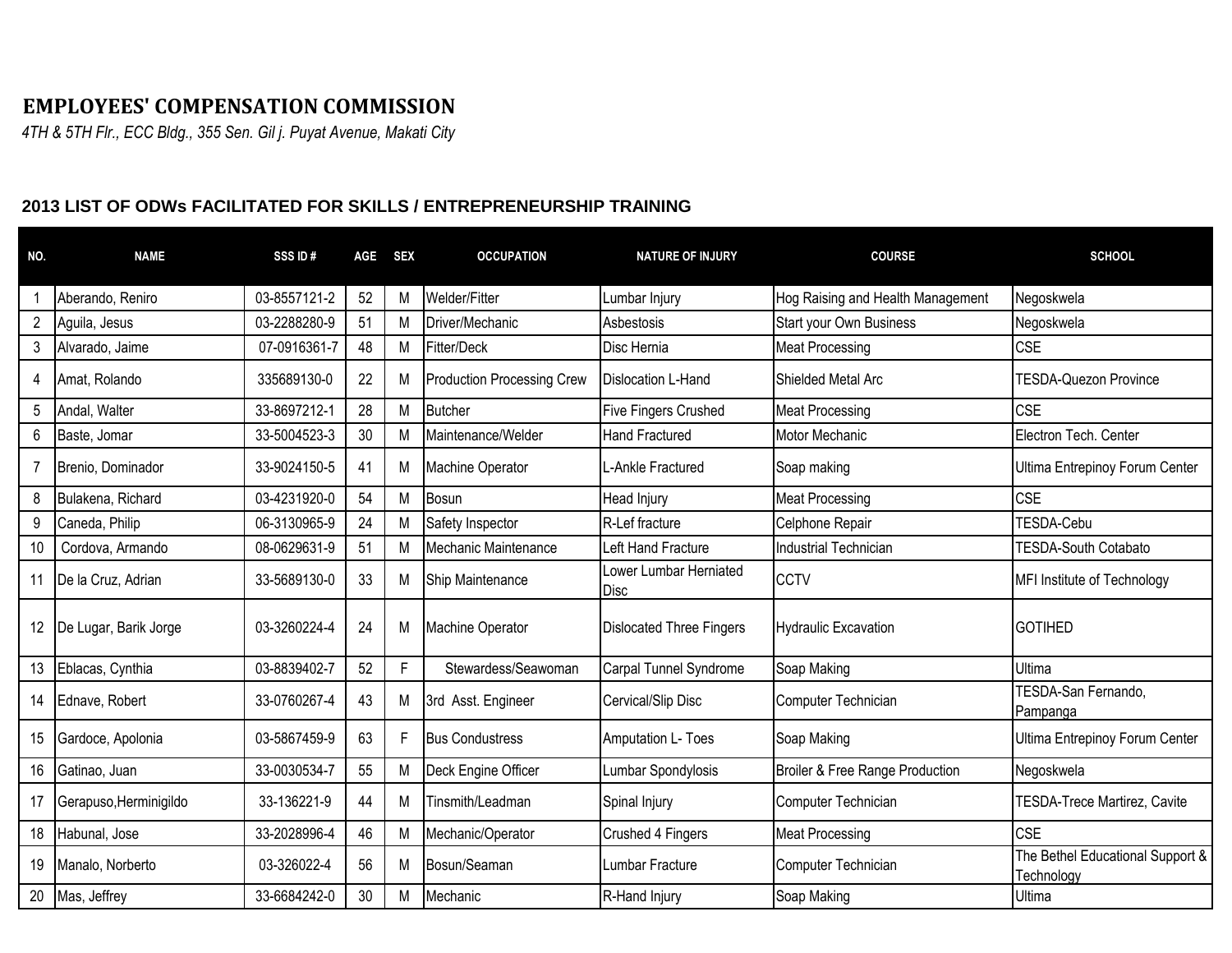# EMPLOYEES' COMPENSATION COMMISSION

*4TH & 5TH Flr., ECC Bldg., 355 Sen. Gil j. Puyat Avenue, Makati City*

## 2013 LIST OF ODWs FACILITATED FOR SKILLS / ENTREPRENEURSHIP TRAINING

| NO. | NAME | SSS ID # | AGE | SEX | OCCUPATION | NATURE OF INJURY | COURSE | SCHOOL |
|---|---|---|---|---|---|---|---|---|
| 1 | Aberando, Reniro | 03-8557121-2 | 52 | M | Welder/Fitter | Lumbar Injury | Hog Raising and Health Management | Negoskwela |
| 2 | Aguila, Jesus | 03-2288280-9 | 51 | M | Driver/Mechanic | Asbestosis | Start your Own Business | Negoskwela |
| 3 | Alvarado, Jaime | 07-0916361-7 | 48 | M | Fitter/Deck | Disc Hernia | Meat Processing | CSE |
| 4 | Amat, Rolando | 335689130-0 | 22 | M | Production Processing Crew | Dislocation L-Hand | Shielded Metal Arc | TESDA-Quezon Province |
| 5 | Andal, Walter | 33-8697212-1 | 28 | M | Butcher | Five Fingers Crushed | Meat Processing | CSE |
| 6 | Baste, Jomar | 33-5004523-3 | 30 | M | Maintenance/Welder | Hand Fractured | Motor Mechanic | Electron Tech. Center |
| 7 | Brenio, Dominador | 33-9024150-5 | 41 | M | Machine Operator | L-Ankle Fractured | Soap making | Ultima Entrepinoy Forum Center |
| 8 | Bulakena, Richard | 03-4231920-0 | 54 | M | Bosun | Head Injury | Meat Processing | CSE |
| 9 | Caneda, Philip | 06-3130965-9 | 24 | M | Safety Inspector | R-Lef fracture | Celphone Repair | TESDA-Cebu |
| 10 | Cordova, Armando | 08-0629631-9 | 51 | M | Mechanic Maintenance | Left Hand Fracture | Industrial Technician | TESDA-South Cotabato |
| 11 | De la Cruz, Adrian | 33-5689130-0 | 33 | M | Ship Maintenance | Lower Lumbar Herniated Disc | CCTV | MFI Institute of Technology |
| 12 | De Lugar, Barik Jorge | 03-3260224-4 | 24 | M | Machine Operator | Dislocated Three Fingers | Hydraulic Excavation | GOTIHED |
| 13 | Eblacas, Cynthia | 03-8839402-7 | 52 | F | Stewardess/Seawoman | Carpal Tunnel Syndrome | Soap Making | Ultima |
| 14 | Ednave, Robert | 33-0760267-4 | 43 | M | 3rd Asst. Engineer | Cervical/Slip Disc | Computer Technician | TESDA-San Fernando, Pampanga |
| 15 | Gardoce, Apolonia | 03-5867459-9 | 63 | F | Bus Condustress | Amputation L- Toes | Soap Making | Ultima Entrepinoy Forum Center |
| 16 | Gatinao, Juan | 33-0030534-7 | 55 | M | Deck Engine Officer | Lumbar Spondylosis | Broiler & Free Range Production | Negoskwela |
| 17 | Gerapuso,Herminigildo | 33-136221-9 | 44 | M | Tinsmith/Leadman | Spinal Injury | Computer Technician | TESDA-Trece Martirez, Cavite |
| 18 | Habunal, Jose | 33-2028996-4 | 46 | M | Mechanic/Operator | Crushed 4 Fingers | Meat Processing | CSE |
| 19 | Manalo, Norberto | 03-326022-4 | 56 | M | Bosun/Seaman | Lumbar Fracture | Computer Technician | The Bethel Educational Support & Technology |
| 20 | Mas, Jeffrey | 33-6684242-0 | 30 | M | Mechanic | R-Hand Injury | Soap Making | Ultima |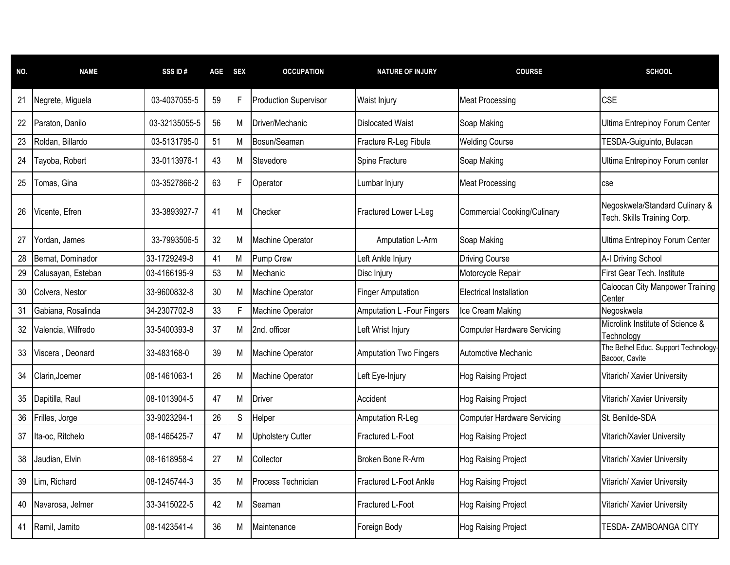| NO. | NAME | SSS ID # | AGE | SEX | OCCUPATION | NATURE OF INJURY | COURSE | SCHOOL |
|---|---|---|---|---|---|---|---|---|
| 21 | Negrete, Miguela | 03-4037055-5 | 59 | F | Production Supervisor | Waist Injury | Meat Processing | CSE |
| 22 | Paraton, Danilo | 03-32135055-5 | 56 | M | Driver/Mechanic | Dislocated Waist | Soap Making | Ultima Entrepinoy Forum Center |
| 23 | Roldan, Billardo | 03-5131795-0 | 51 | M | Bosun/Seaman | Fracture R-Leg Fibula | Welding Course | TESDA-Guiguinto, Bulacan |
| 24 | Tayoba, Robert | 33-0113976-1 | 43 | M | Stevedore | Spine Fracture | Soap Making | Ultima Entrepinoy Forum center |
| 25 | Tomas, Gina | 03-3527866-2 | 63 | F | Operator | Lumbar Injury | Meat Processing | cse |
| 26 | Vicente, Efren | 33-3893927-7 | 41 | M | Checker | Fractured Lower L-Leg | Commercial Cooking/Culinary | Negoskwela/Standard Culinary & Tech. Skills Training Corp. |
| 27 | Yordan, James | 33-7993506-5 | 32 | M | Machine Operator | Amputation L-Arm | Soap Making | Ultima Entrepinoy Forum Center |
| 28 | Bernat, Dominador | 33-1729249-8 | 41 | M | Pump Crew | Left Ankle Injury | Driving Course | A-I Driving School |
| 29 | Calusayan, Esteban | 03-4166195-9 | 53 | M | Mechanic | Disc Injury | Motorcycle Repair | First Gear Tech. Institute |
| 30 | Colvera, Nestor | 33-9600832-8 | 30 | M | Machine Operator | Finger Amputation | Electrical Installation | Caloocan City Manpower Training Center |
| 31 | Gabiana, Rosalinda | 34-2307702-8 | 33 | F | Machine Operator | Amputation L -Four Fingers | Ice Cream Making | Negoskwela |
| 32 | Valencia, Wilfredo | 33-5400393-8 | 37 | M | 2nd. officer | Left Wrist Injury | Computer Hardware Servicing | Microlink Institute of Science & Technology |
| 33 | Viscera , Deonard | 33-483168-0 | 39 | M | Machine Operator | Amputation Two Fingers | Automotive Mechanic | The Bethel Educ. Support Technology-Bacoor, Cavite |
| 34 | Clarin,Joemer | 08-1461063-1 | 26 | M | Machine Operator | Left Eye-Injury | Hog Raising Project | Vitarich/ Xavier University |
| 35 | Dapitilla, Raul | 08-1013904-5 | 47 | M | Driver | Accident | Hog Raising Project | Vitarich/ Xavier University |
| 36 | Frilles, Jorge | 33-9023294-1 | 26 | S | Helper | Amputation R-Leg | Computer Hardware Servicing | St. Benilde-SDA |
| 37 | Ita-oc, Ritchelo | 08-1465425-7 | 47 | M | Upholstery Cutter | Fractured L-Foot | Hog Raising Project | Vitarich/Xavier University |
| 38 | Jaudian, Elvin | 08-1618958-4 | 27 | M | Collector | Broken Bone R-Arm | Hog Raising Project | Vitarich/ Xavier University |
| 39 | Lim, Richard | 08-1245744-3 | 35 | M | Process Technician | Fractured L-Foot Ankle | Hog Raising Project | Vitarich/ Xavier University |
| 40 | Navarosa, Jelmer | 33-3415022-5 | 42 | M | Seaman | Fractured L-Foot | Hog Raising Project | Vitarich/ Xavier University |
| 41 | Ramil, Jamito | 08-1423541-4 | 36 | M | Maintenance | Foreign Body | Hog Raising Project | TESDA- ZAMBOANGA CITY |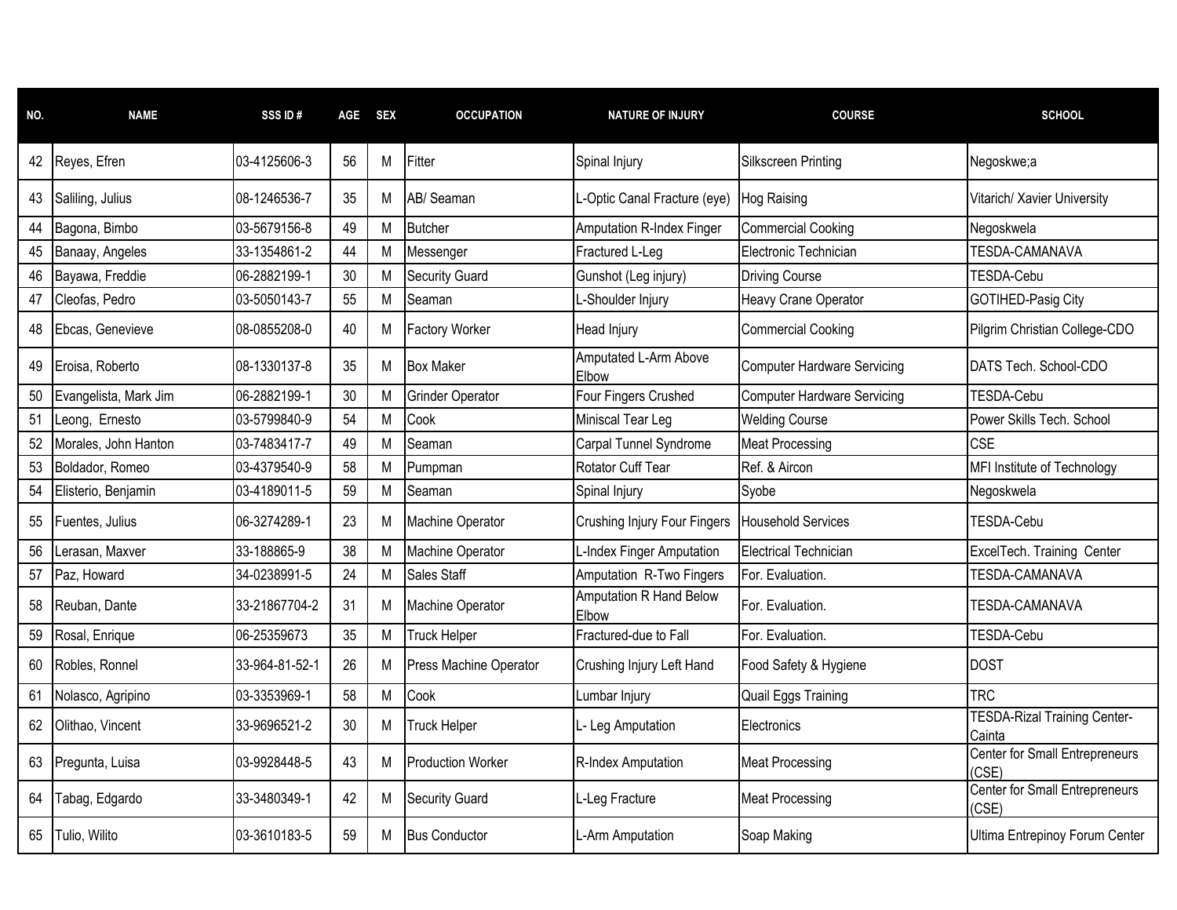| NO. | NAME | SSS ID # | AGE | SEX | OCCUPATION | NATURE OF INJURY | COURSE | SCHOOL |
|---|---|---|---|---|---|---|---|---|
| 42 | Reyes, Efren | 03-4125606-3 | 56 | M | Fitter | Spinal Injury | Silkscreen Printing | Negoskwe;a |
| 43 | Saliling, Julius | 08-1246536-7 | 35 | M | AB/ Seaman | L-Optic Canal Fracture (eye) | Hog Raising | Vitarich/ Xavier University |
| 44 | Bagona, Bimbo | 03-5679156-8 | 49 | M | Butcher | Amputation R-Index Finger | Commercial Cooking | Negoskwela |
| 45 | Banaay, Angeles | 33-1354861-2 | 44 | M | Messenger | Fractured L-Leg | Electronic Technician | TESDA-CAMANAVA |
| 46 | Bayawa, Freddie | 06-2882199-1 | 30 | M | Security Guard | Gunshot (Leg injury) | Driving Course | TESDA-Cebu |
| 47 | Cleofas, Pedro | 03-5050143-7 | 55 | M | Seaman | L-Shoulder Injury | Heavy Crane Operator | GOTIHED-Pasig City |
| 48 | Ebcas, Genevieve | 08-0855208-0 | 40 | M | Factory Worker | Head Injury | Commercial Cooking | Pilgrim Christian College-CDO |
| 49 | Eroisa, Roberto | 08-1330137-8 | 35 | M | Box Maker | Amputated L-Arm Above Elbow | Computer Hardware Servicing | DATS Tech. School-CDO |
| 50 | Evangelista, Mark Jim | 06-2882199-1 | 30 | M | Grinder Operator | Four Fingers Crushed | Computer Hardware Servicing | TESDA-Cebu |
| 51 | Leong, Ernesto | 03-5799840-9 | 54 | M | Cook | Miniscal Tear Leg | Welding Course | Power Skills Tech. School |
| 52 | Morales, John Hanton | 03-7483417-7 | 49 | M | Seaman | Carpal Tunnel Syndrome | Meat Processing | CSE |
| 53 | Boldador, Romeo | 03-4379540-9 | 58 | M | Pumpman | Rotator Cuff Tear | Ref. & Aircon | MFI Institute of Technology |
| 54 | Elisterio, Benjamin | 03-4189011-5 | 59 | M | Seaman | Spinal Injury | Syobe | Negoskwela |
| 55 | Fuentes, Julius | 06-3274289-1 | 23 | M | Machine Operator | Crushing Injury Four Fingers | Household Services | TESDA-Cebu |
| 56 | Lerasan, Maxver | 33-188865-9 | 38 | M | Machine Operator | L-Index Finger Amputation | Electrical Technician | ExcelTech. Training Center |
| 57 | Paz, Howard | 34-0238991-5 | 24 | M | Sales Staff | Amputation R-Two Fingers | For. Evaluation. | TESDA-CAMANAVA |
| 58 | Reuban, Dante | 33-21867704-2 | 31 | M | Machine Operator | Amputation R Hand Below Elbow | For. Evaluation. | TESDA-CAMANAVA |
| 59 | Rosal, Enrique | 06-25359673 | 35 | M | Truck Helper | Fractured-due to Fall | For. Evaluation. | TESDA-Cebu |
| 60 | Robles, Ronnel | 33-964-81-52-1 | 26 | M | Press Machine Operator | Crushing Injury Left Hand | Food Safety & Hygiene | DOST |
| 61 | Nolasco, Agripino | 03-3353969-1 | 58 | M | Cook | Lumbar Injury | Quail Eggs Training | TRC |
| 62 | Olithao, Vincent | 33-9696521-2 | 30 | M | Truck Helper | L- Leg Amputation | Electronics | TESDA-Rizal Training Center-Cainta |
| 63 | Pregunta, Luisa | 03-9928448-5 | 43 | M | Production Worker | R-Index Amputation | Meat Processing | Center for Small Entrepreneurs (CSE) |
| 64 | Tabag, Edgardo | 33-3480349-1 | 42 | M | Security Guard | L-Leg Fracture | Meat Processing | Center for Small Entrepreneurs (CSE) |
| 65 | Tulio, Wilito | 03-3610183-5 | 59 | M | Bus Conductor | L-Arm Amputation | Soap Making | Ultima Entrepinoy Forum Center |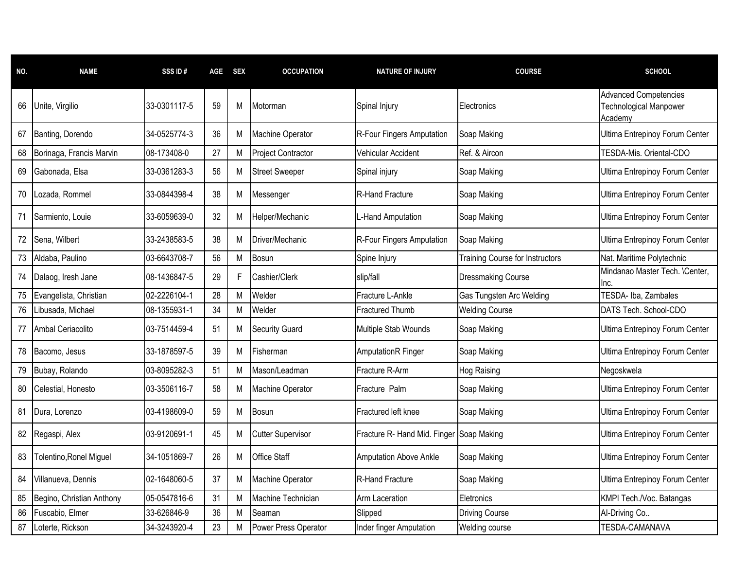| NO. | NAME | SSS ID # | AGE | SEX | OCCUPATION | NATURE OF INJURY | COURSE | SCHOOL |
|---|---|---|---|---|---|---|---|---|
| 66 | Unite, Virgilio | 33-0301117-5 | 59 | M | Motorman | Spinal Injury | Electronics | Advanced Competencies Technological Manpower Academy |
| 67 | Banting, Dorendo | 34-0525774-3 | 36 | M | Machine Operator | R-Four Fingers Amputation | Soap Making | Ultima Entrepinoy Forum Center |
| 68 | Borinaga, Francis Marvin | 08-173408-0 | 27 | M | Project Contractor | Vehicular Accident | Ref. & Aircon | TESDA-Mis. Oriental-CDO |
| 69 | Gabonada, Elsa | 33-0361283-3 | 56 | M | Street Sweeper | Spinal injury | Soap Making | Ultima Entrepinoy Forum Center |
| 70 | Lozada, Rommel | 33-0844398-4 | 38 | M | Messenger | R-Hand Fracture | Soap Making | Ultima Entrepinoy Forum Center |
| 71 | Sarmiento, Louie | 33-6059639-0 | 32 | M | Helper/Mechanic | L-Hand Amputation | Soap Making | Ultima Entrepinoy Forum Center |
| 72 | Sena, Wilbert | 33-2438583-5 | 38 | M | Driver/Mechanic | R-Four Fingers Amputation | Soap Making | Ultima Entrepinoy Forum Center |
| 73 | Aldaba, Paulino | 03-6643708-7 | 56 | M | Bosun | Spine Injury | Training Course for Instructors | Nat. Maritime Polytechnic |
| 74 | Dalaog, Iresh Jane | 08-1436847-5 | 29 | F | Cashier/Clerk | slip/fall | Dressmaking Course | Mindanao Master Tech. \Center, Inc. |
| 75 | Evangelista, Christian | 02-2226104-1 | 28 | M | Welder | Fracture L-Ankle | Gas Tungsten Arc Welding | TESDA- Iba, Zambales |
| 76 | Libusada, Michael | 08-1355931-1 | 34 | M | Welder | Fractured Thumb | Welding Course | DATS Tech. School-CDO |
| 77 | Ambal Ceriacolito | 03-7514459-4 | 51 | M | Security Guard | Multiple Stab Wounds | Soap Making | Ultima Entrepinoy Forum Center |
| 78 | Bacomo, Jesus | 33-1878597-5 | 39 | M | Fisherman | AmputationR Finger | Soap Making | Ultima Entrepinoy Forum Center |
| 79 | Bubay, Rolando | 03-8095282-3 | 51 | M | Mason/Leadman | Fracture R-Arm | Hog Raising | Negoskwela |
| 80 | Celestial, Honesto | 03-3506116-7 | 58 | M | Machine Operator | Fracture Palm | Soap Making | Ultima Entrepinoy Forum Center |
| 81 | Dura, Lorenzo | 03-4198609-0 | 59 | M | Bosun | Fractured left knee | Soap Making | Ultima Entrepinoy Forum Center |
| 82 | Regaspi, Alex | 03-9120691-1 | 45 | M | Cutter Supervisor | Fracture R- Hand Mid. Finger | Soap Making | Ultima Entrepinoy Forum Center |
| 83 | Tolentino,Ronel Miguel | 34-1051869-7 | 26 | M | Office Staff | Amputation Above Ankle | Soap Making | Ultima Entrepinoy Forum Center |
| 84 | Villanueva, Dennis | 02-1648060-5 | 37 | M | Machine Operator | R-Hand Fracture | Soap Making | Ultima Entrepinoy Forum Center |
| 85 | Begino, Christian Anthony | 05-0547816-6 | 31 | M | Machine Technician | Arm Laceration | Eletronics | KMPI Tech./Voc. Batangas |
| 86 | Fuscabio, Elmer | 33-626846-9 | 36 | M | Seaman | Slipped | Driving Course | Al-Driving Co.. |
| 87 | Loterte, Rickson | 34-3243920-4 | 23 | M | Power Press Operator | Inder finger Amputation | Welding course | TESDA-CAMANAVA |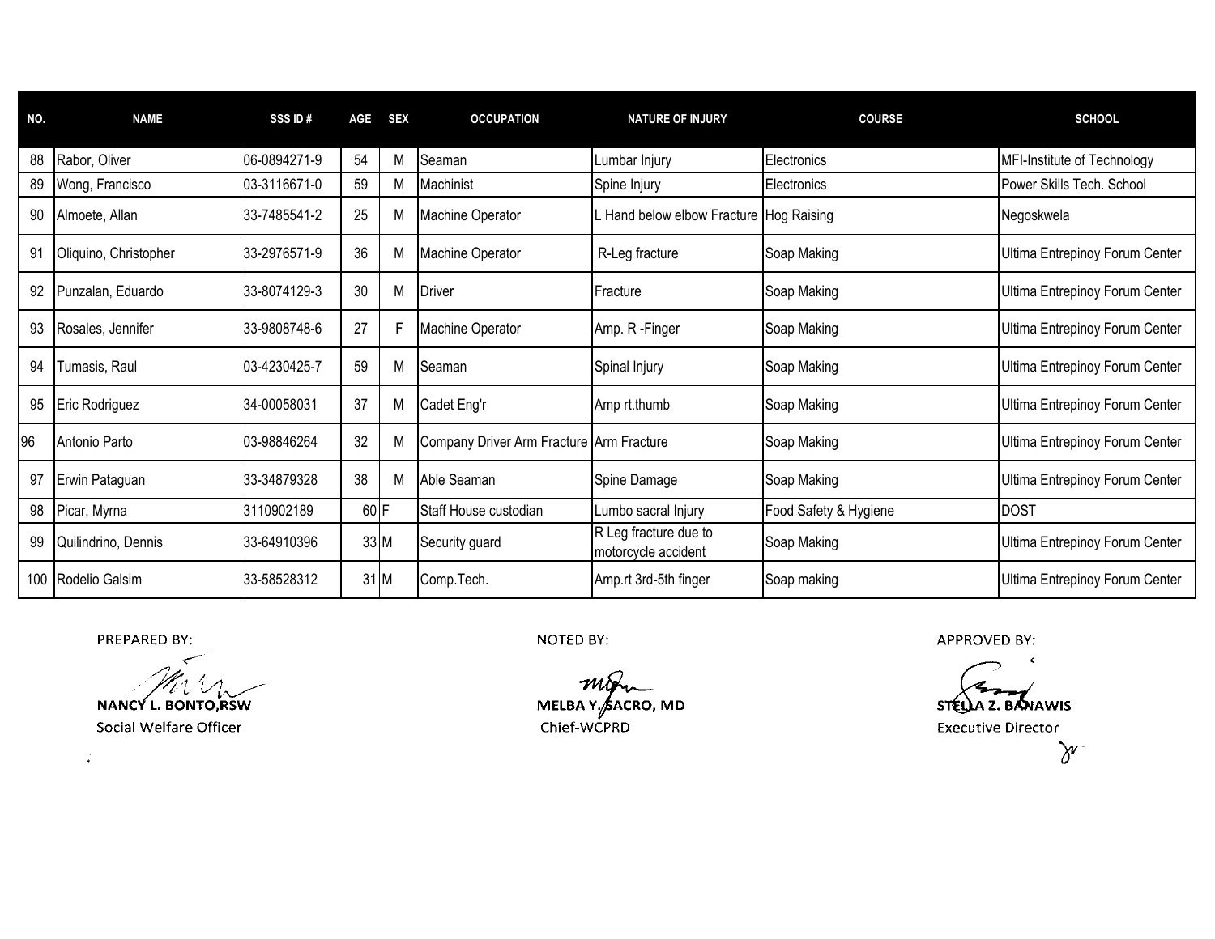| NO. | NAME | SSS ID # | AGE | SEX | OCCUPATION | NATURE OF INJURY | COURSE | SCHOOL |
|---|---|---|---|---|---|---|---|---|
| 88 | Rabor, Oliver | 06-0894271-9 | 54 | M | Seaman | Lumbar Injury | Electronics | MFI-Institute of Technology |
| 89 | Wong, Francisco | 03-3116671-0 | 59 | M | Machinist | Spine Injury | Electronics | Power Skills Tech. School |
| 90 | Almoete, Allan | 33-7485541-2 | 25 | M | Machine Operator | L Hand below elbow Fracture | Hog Raising | Negoskwela |
| 91 | Oliquino, Christopher | 33-2976571-9 | 36 | M | Machine Operator | R-Leg fracture | Soap Making | Ultima Entrepinoy Forum Center |
| 92 | Punzalan, Eduardo | 33-8074129-3 | 30 | M | Driver | Fracture | Soap Making | Ultima Entrepinoy Forum Center |
| 93 | Rosales, Jennifer | 33-9808748-6 | 27 | F | Machine Operator | Amp. R -Finger | Soap Making | Ultima Entrepinoy Forum Center |
| 94 | Tumasis, Raul | 03-4230425-7 | 59 | M | Seaman | Spinal Injury | Soap Making | Ultima Entrepinoy Forum Center |
| 95 | Eric Rodriguez | 34-00058031 | 37 | M | Cadet Eng'r | Amp rt.thumb | Soap Making | Ultima Entrepinoy Forum Center |
| 96 | Antonio Parto | 03-98846264 | 32 | M | Company Driver Arm Fracture | Arm Fracture | Soap Making | Ultima Entrepinoy Forum Center |
| 97 | Erwin Pataguan | 33-34879328 | 38 | M | Able Seaman | Spine Damage | Soap Making | Ultima Entrepinoy Forum Center |
| 98 | Picar, Myrna | 3110902189 | 60 | F | Staff House custodian | Lumbo sacral Injury | Food Safety & Hygiene | DOST |
| 99 | Quilindrino, Dennis | 33-64910396 | 33 | M | Security guard | R Leg fracture due to motorcycle accident | Soap Making | Ultima Entrepinoy Forum Center |
| 100 | Rodelio Galsim | 33-58528312 | 31 | M | Comp.Tech. | Amp.rt 3rd-5th finger | Soap making | Ultima Entrepinoy Forum Center |

PREPARED BY:

**NANCY L. BONTO,RSW**
Social Welfare Officer

NOTED BY:

**MELBA Y. SACRO, MD**
Chief-WCPRD

APPROVED BY:

**STELLA Z. BANAWIS**
Executive Director